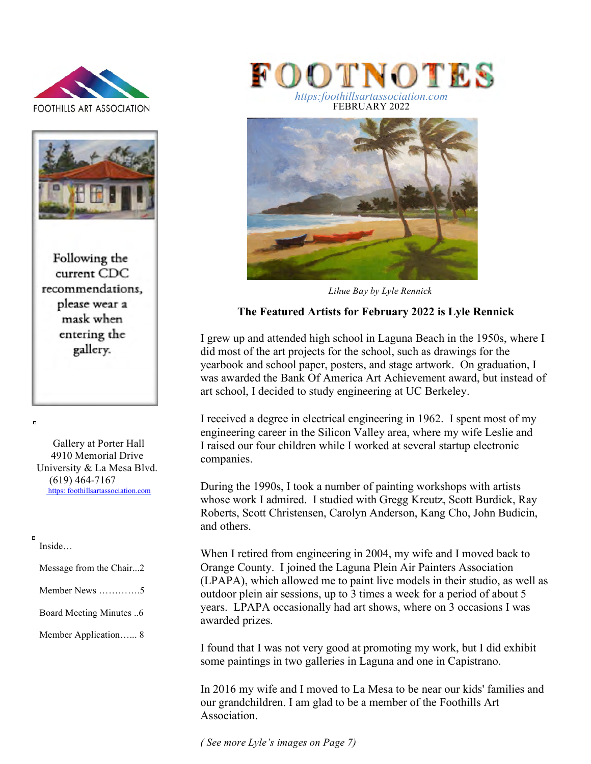FOOTHILLS ART ASSOCIATION

# FOOTNOTES

https:foothillsartassociation.com

FEBRUARY 2022

Following the current CDC recommendations, please wear a mask when entering the gallery.

Gallery at Porter Hall
4910 Memorial Drive
University & La Mesa Blvd.
(619) 464-7167
https: foothillsartassociation.com

Inside…

- Message from the Chair...2
- Member News ………….5
- Board Meeting Minutes ..6
- Member Application…... 8

*Lihue Bay by Lyle Rennick*

## The Featured Artists for February 2022 is Lyle Rennick

I grew up and attended high school in Laguna Beach in the 1950s, where I did most of the art projects for the school, such as drawings for the yearbook and school paper, posters, and stage artwork. On graduation, I was awarded the Bank Of America Art Achievement award, but instead of art school, I decided to study engineering at UC Berkeley.

I received a degree in electrical engineering in 1962. I spent most of my engineering career in the Silicon Valley area, where my wife Leslie and I raised our four children while I worked at several startup electronic companies.

During the 1990s, I took a number of painting workshops with artists whose work I admired. I studied with Gregg Kreutz, Scott Burdick, Ray Roberts, Scott Christensen, Carolyn Anderson, Kang Cho, John Budicin, and others.

When I retired from engineering in 2004, my wife and I moved back to Orange County. I joined the Laguna Plein Air Painters Association (LPAPA), which allowed me to paint live models in their studio, as well as outdoor plein air sessions, up to 3 times a week for a period of about 5 years. LPAPA occasionally had art shows, where on 3 occasions I was awarded prizes.

I found that I was not very good at promoting my work, but I did exhibit some paintings in two galleries in Laguna and one in Capistrano.

In 2016 my wife and I moved to La Mesa to be near our kids' families and our grandchildren. I am glad to be a member of the Foothills Art Association.

*( See more Lyle's images on Page 7)*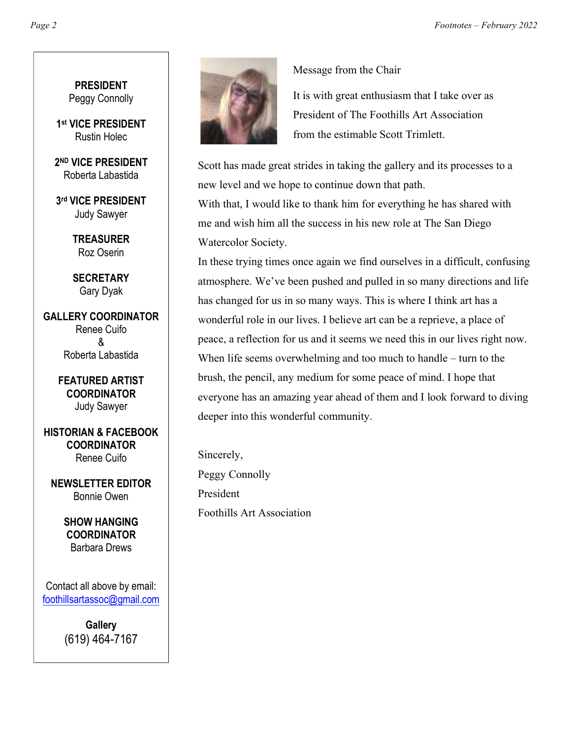**PRESIDENT**
Peggy Connolly

**1st VICE PRESIDENT**
Rustin Holec

**2ND VICE PRESIDENT**
Roberta Labastida

**3rd VICE PRESIDENT**
Judy Sawyer

**TREASURER**
Roz Oserin

**SECRETARY**
Gary Dyak

**GALLERY COORDINATOR**
Renee Cuifo
&
Roberta Labastida

**FEATURED ARTIST COORDINATOR**
Judy Sawyer

**HISTORIAN & FACEBOOK COORDINATOR**
Renee Cuifo

**NEWSLETTER EDITOR**
Bonnie Owen

**SHOW HANGING COORDINATOR**
Barbara Drews

Contact all above by email:
foothillsartassoc@gmail.com

**Gallery**
(619) 464-7167

Message from the Chair

It is with great enthusiasm that I take over as President of The Foothills Art Association from the estimable Scott Trimlett.

Scott has made great strides in taking the gallery and its processes to a new level and we hope to continue down that path.
With that, I would like to thank him for everything he has shared with me and wish him all the success in his new role at The San Diego Watercolor Society.
In these trying times once again we find ourselves in a difficult, confusing atmosphere. We've been pushed and pulled in so many directions and life has changed for us in so many ways. This is where I think art has a wonderful role in our lives. I believe art can be a reprieve, a place of peace, a reflection for us and it seems we need this in our lives right now. When life seems overwhelming and too much to handle – turn to the brush, the pencil, any medium for some peace of mind. I hope that everyone has an amazing year ahead of them and I look forward to diving deeper into this wonderful community.

Sincerely,
Peggy Connolly
President
Foothills Art Association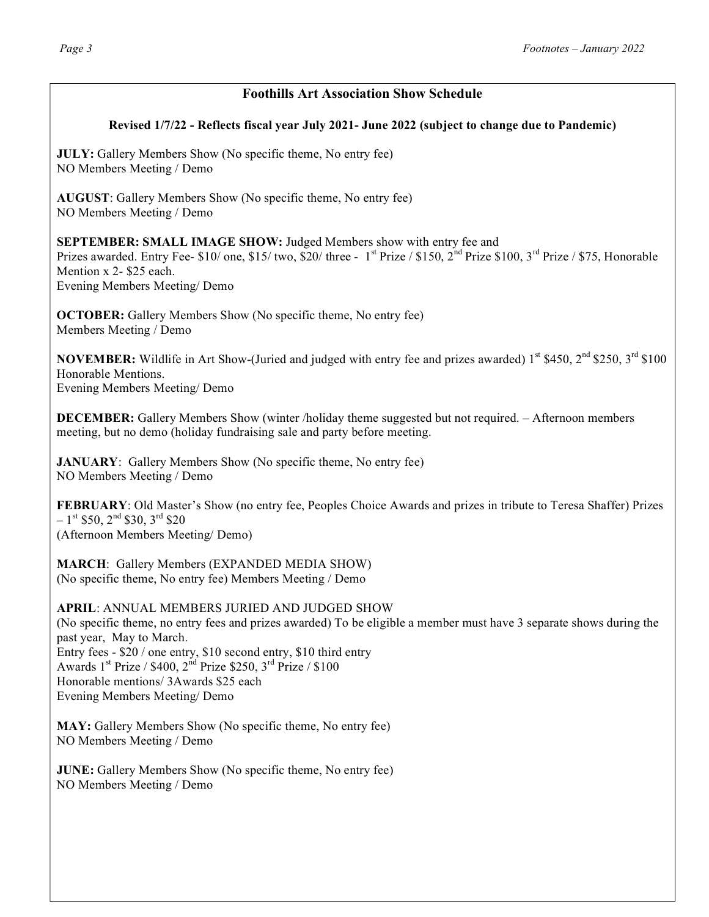## Foothills Art Association Show Schedule

**Revised 1/7/22 - Reflects fiscal year July 2021- June 2022 (subject to change due to Pandemic)**

**JULY:** Gallery Members Show (No specific theme, No entry fee)
NO Members Meeting / Demo

**AUGUST**: Gallery Members Show (No specific theme, No entry fee)
NO Members Meeting / Demo

**SEPTEMBER: SMALL IMAGE SHOW:** Judged Members show with entry fee and
Prizes awarded. Entry Fee- $10/ one, $15/ two, $20/ three - 1st Prize / $150, 2nd Prize $100, 3rd Prize / $75, Honorable Mention x 2- $25 each.
Evening Members Meeting/ Demo

**OCTOBER:** Gallery Members Show (No specific theme, No entry fee)
Members Meeting / Demo

**NOVEMBER:** Wildlife in Art Show-(Juried and judged with entry fee and prizes awarded) 1st $450, 2nd $250, 3rd $100 Honorable Mentions.
Evening Members Meeting/ Demo

**DECEMBER:** Gallery Members Show (winter /holiday theme suggested but not required. – Afternoon members meeting, but no demo (holiday fundraising sale and party before meeting.

**JANUARY**: Gallery Members Show (No specific theme, No entry fee)
NO Members Meeting / Demo

**FEBRUARY**: Old Master's Show (no entry fee, Peoples Choice Awards and prizes in tribute to Teresa Shaffer) Prizes – 1st $50, 2nd $30, 3rd $20
(Afternoon Members Meeting/ Demo)

**MARCH**: Gallery Members (EXPANDED MEDIA SHOW)
(No specific theme, No entry fee) Members Meeting / Demo

**APRIL**: ANNUAL MEMBERS JURIED AND JUDGED SHOW
(No specific theme, no entry fees and prizes awarded) To be eligible a member must have 3 separate shows during the past year, May to March.
Entry fees - $20 / one entry, $10 second entry, $10 third entry
Awards 1st Prize / $400, 2nd Prize $250, 3rd Prize / $100
Honorable mentions/ 3Awards $25 each
Evening Members Meeting/ Demo

**MAY:** Gallery Members Show (No specific theme, No entry fee)
NO Members Meeting / Demo

**JUNE:** Gallery Members Show (No specific theme, No entry fee)
NO Members Meeting / Demo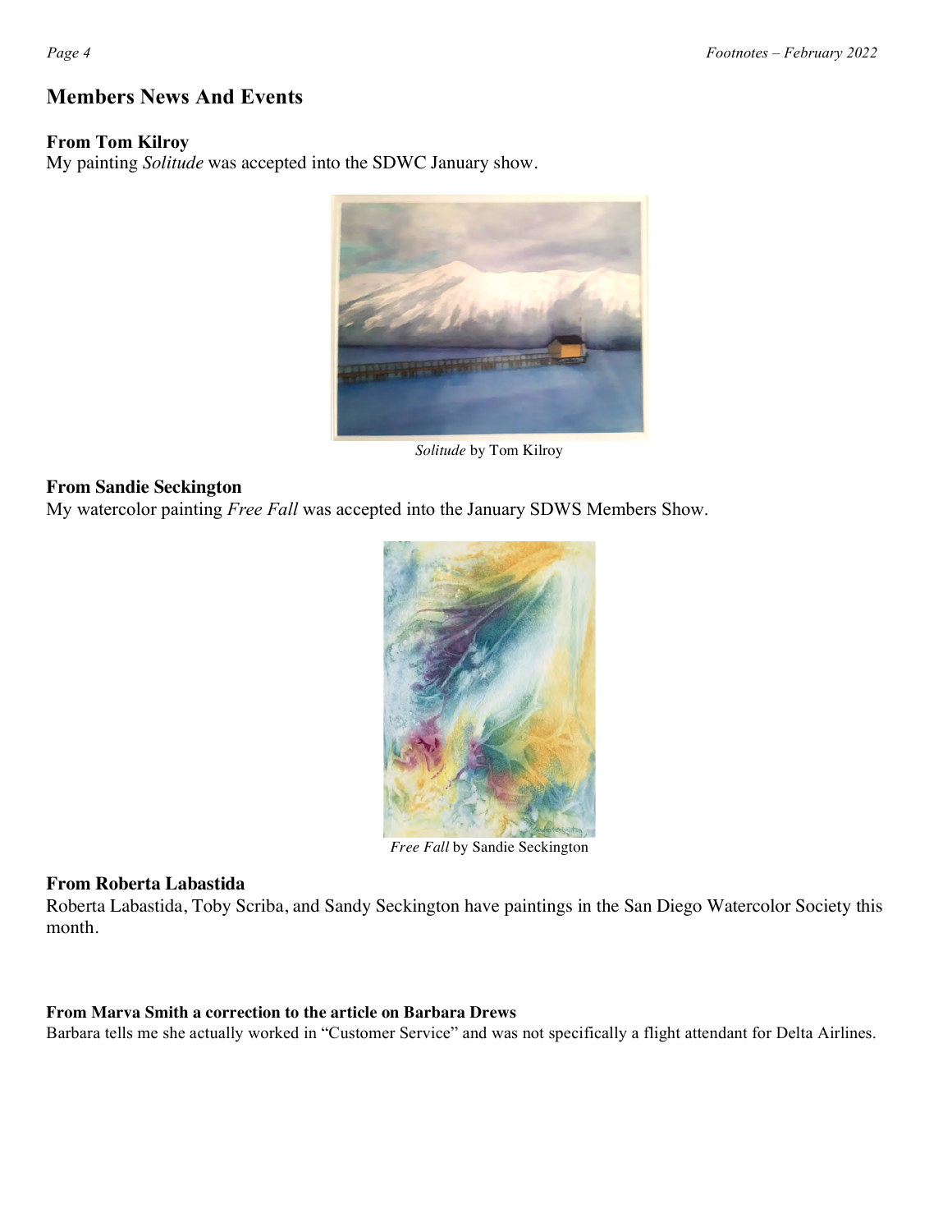## Members News And Events

### From Tom Kilroy

My painting *Solitude* was accepted into the SDWC January show.

*Solitude* by Tom Kilroy

### From Sandie Seckington

My watercolor painting *Free Fall* was accepted into the January SDWS Members Show.

*Free Fall* by Sandie Seckington

### From Roberta Labastida

Roberta Labastida, Toby Scriba, and Sandy Seckington have paintings in the San Diego Watercolor Society this month.

### From Marva Smith a correction to the article on Barbara Drews

Barbara tells me she actually worked in "Customer Service" and was not specifically a flight attendant for Delta Airlines.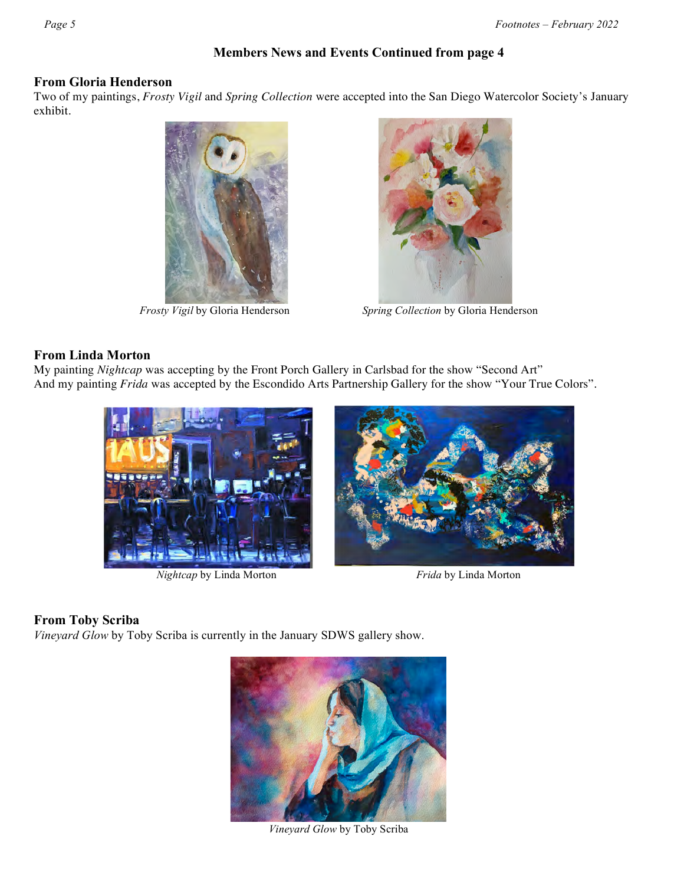## Members News and Events Continued from page 4

### From Gloria Henderson

Two of my paintings, *Frosty Vigil* and *Spring Collection* were accepted into the San Diego Watercolor Society's January exhibit.

*Frosty Vigil* by Gloria Henderson

*Spring Collection* by Gloria Henderson

### From Linda Morton

My painting *Nightcap* was accepting by the Front Porch Gallery in Carlsbad for the show "Second Art"
And my painting *Frida* was accepted by the Escondido Arts Partnership Gallery for the show "Your True Colors".

*Nightcap* by Linda Morton

*Frida* by Linda Morton

### From Toby Scriba

*Vineyard Glow* by Toby Scriba is currently in the January SDWS gallery show.

*Vineyard Glow* by Toby Scriba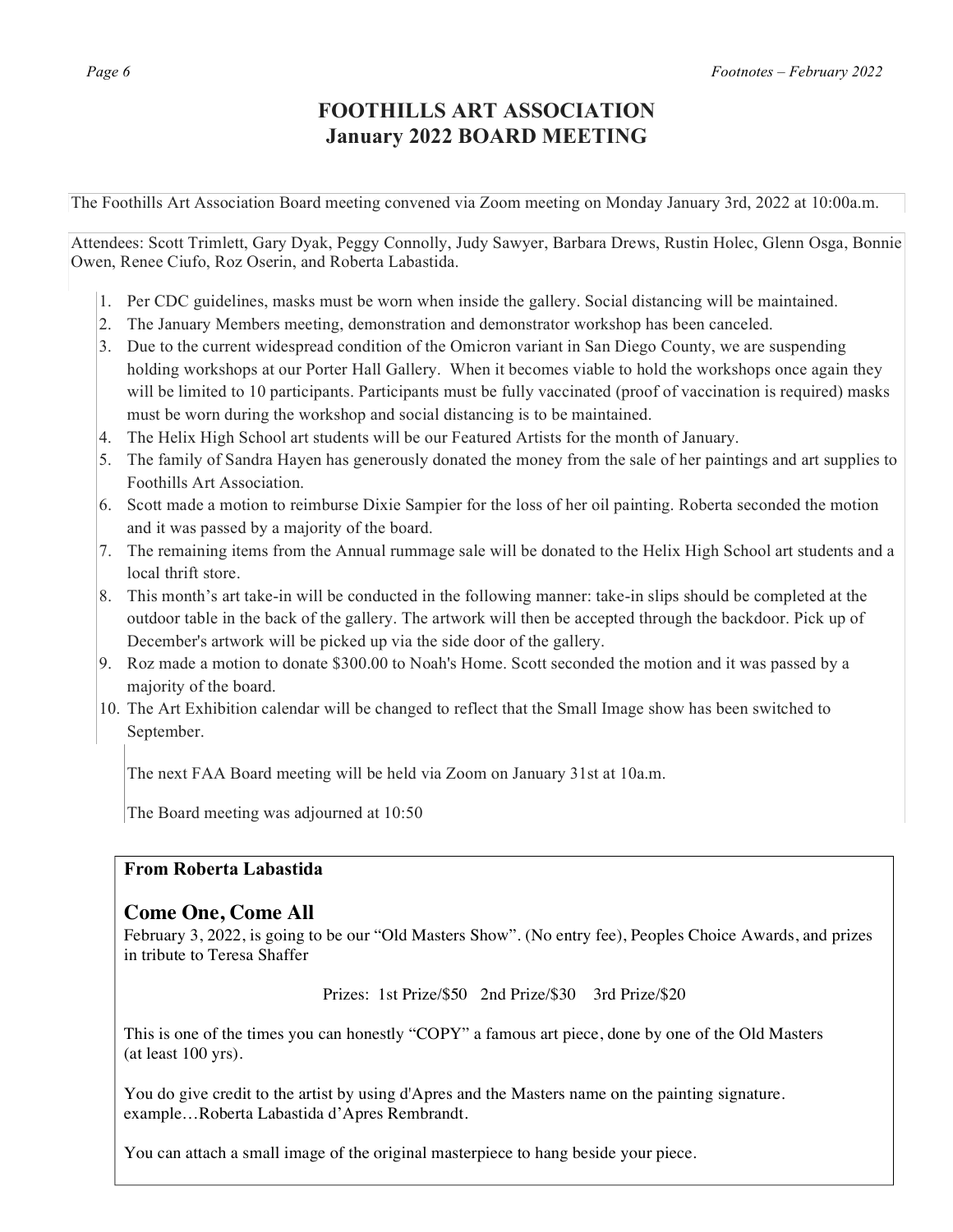# FOOTHILLS ART ASSOCIATION
# January 2022 BOARD MEETING

The Foothills Art Association Board meeting convened via Zoom meeting on Monday January 3rd, 2022 at 10:00a.m.

Attendees: Scott Trimlett, Gary Dyak, Peggy Connolly, Judy Sawyer, Barbara Drews, Rustin Holec, Glenn Osga, Bonnie Owen, Renee Ciufo, Roz Oserin, and Roberta Labastida.

1. Per CDC guidelines, masks must be worn when inside the gallery. Social distancing will be maintained.
2. The January Members meeting, demonstration and demonstrator workshop has been canceled.
3. Due to the current widespread condition of the Omicron variant in San Diego County, we are suspending holding workshops at our Porter Hall Gallery. When it becomes viable to hold the workshops once again they will be limited to 10 participants. Participants must be fully vaccinated (proof of vaccination is required) masks must be worn during the workshop and social distancing is to be maintained.
4. The Helix High School art students will be our Featured Artists for the month of January.
5. The family of Sandra Hayen has generously donated the money from the sale of her paintings and art supplies to Foothills Art Association.
6. Scott made a motion to reimburse Dixie Sampier for the loss of her oil painting. Roberta seconded the motion and it was passed by a majority of the board.
7. The remaining items from the Annual rummage sale will be donated to the Helix High School art students and a local thrift store.
8. This month's art take-in will be conducted in the following manner: take-in slips should be completed at the outdoor table in the back of the gallery. The artwork will then be accepted through the backdoor. Pick up of December's artwork will be picked up via the side door of the gallery.
9. Roz made a motion to donate $300.00 to Noah's Home. Scott seconded the motion and it was passed by a majority of the board.
10. The Art Exhibition calendar will be changed to reflect that the Small Image show has been switched to September.

The next FAA Board meeting will be held via Zoom on January 31st at 10a.m.

The Board meeting was adjourned at 10:50

**From Roberta Labastida**

## Come One, Come All

February 3, 2022, is going to be our "Old Masters Show". (No entry fee), Peoples Choice Awards, and prizes in tribute to Teresa Shaffer

Prizes: 1st Prize/$50 2nd Prize/$30 3rd Prize/$20

This is one of the times you can honestly "COPY" a famous art piece, done by one of the Old Masters (at least 100 yrs).

You do give credit to the artist by using d'Apres and the Masters name on the painting signature. example…Roberta Labastida d'Apres Rembrandt.

You can attach a small image of the original masterpiece to hang beside your piece.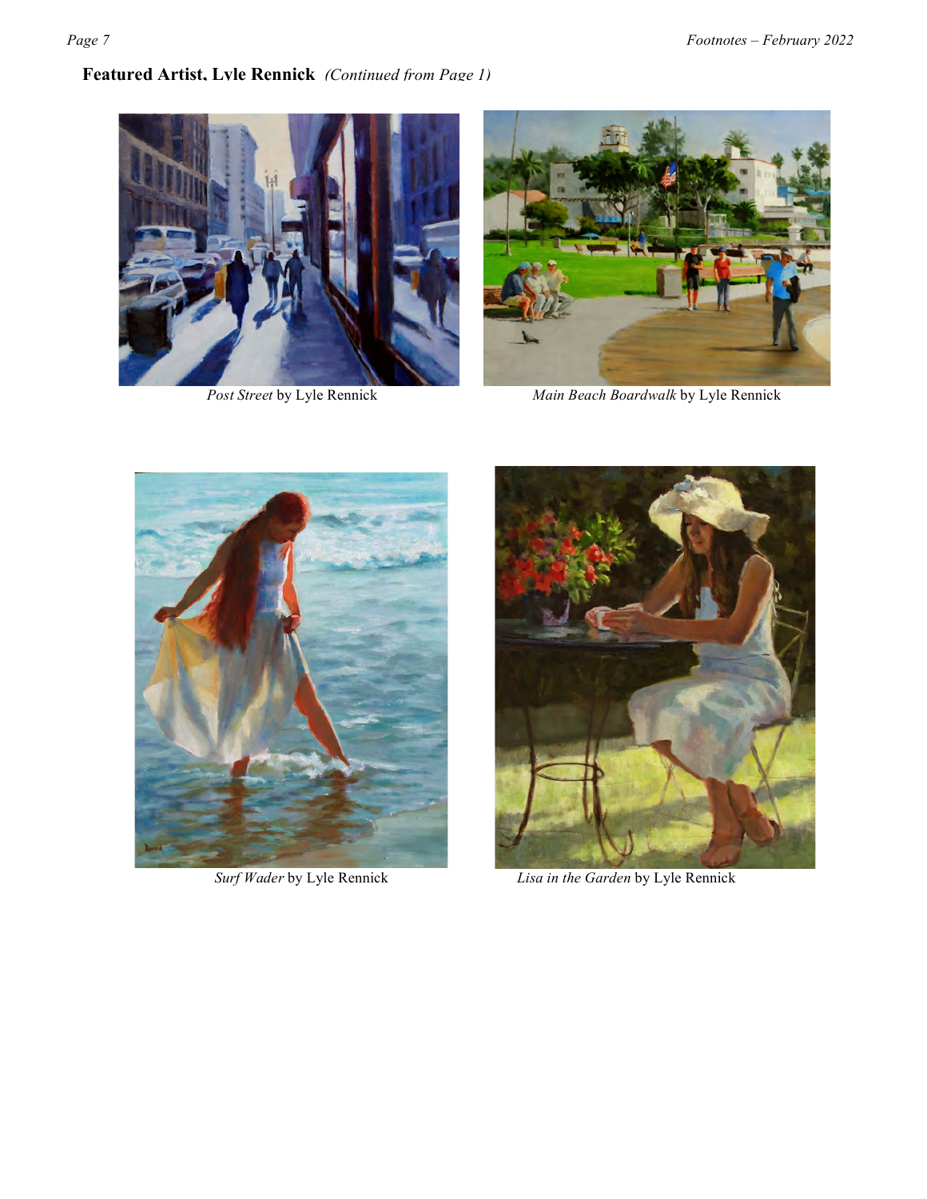**Featured Artist, Lyle Rennick** *(Continued from Page 1)*

*Post Street* by Lyle Rennick

*Main Beach Boardwalk* by Lyle Rennick

*Surf Wader* by Lyle Rennick

*Lisa in the Garden* by Lyle Rennick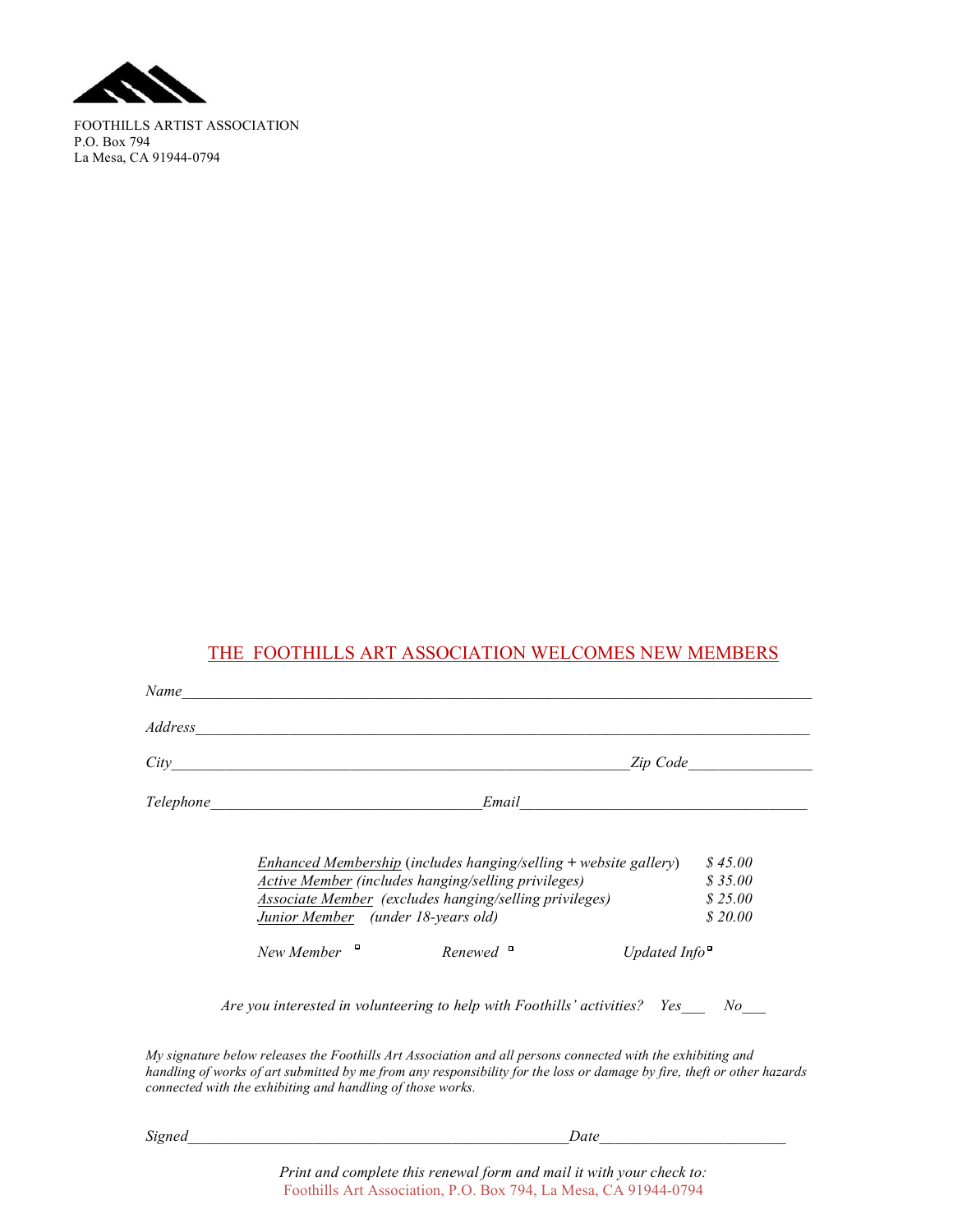FOOTHILLS ARTIST ASSOCIATION
P.O. Box 794
La Mesa, CA 91944-0794

## THE FOOTHILLS ART ASSOCIATION WELCOMES NEW MEMBERS

*Name*\_\_\_\_\_\_\_\_\_\_\_\_\_\_\_\_\_\_\_\_\_\_\_\_\_\_\_\_\_\_\_\_\_\_\_\_\_\_\_\_\_\_\_\_\_\_\_\_\_\_\_\_\_\_\_\_\_\_\_\_\_\_\_\_

*Address*\_\_\_\_\_\_\_\_\_\_\_\_\_\_\_\_\_\_\_\_\_\_\_\_\_\_\_\_\_\_\_\_\_\_\_\_\_\_\_\_\_\_\_\_\_\_\_\_\_\_\_\_\_\_\_\_\_\_\_\_\_\_

*City*\_\_\_\_\_\_\_\_\_\_\_\_\_\_\_\_\_\_\_\_\_\_\_\_\_\_\_\_\_\_\_\_\_\_\_\_\_\_\_\_\_\_\_\_\_*Zip Code*\_\_\_\_\_\_\_\_\_\_\_\_\_

*Telephone*\_\_\_\_\_\_\_\_\_\_\_\_\_\_\_\_\_\_\_\_\_\_\_\_\_\_\_\_*Email*\_\_\_\_\_\_\_\_\_\_\_\_\_\_\_\_\_\_\_\_\_\_\_\_\_\_\_\_\_\_

| | |
|---|---|
| *Enhanced Membership* (*includes hanging/selling + website gallery*) | *$ 45.00* |
| *Active Member (includes hanging/selling privileges)* | *$ 35.00* |
| *Associate Member (excludes hanging/selling privileges)* | *$ 25.00* |
| *Junior Member (under 18-years old)* | *$ 20.00* |

*New Member* ☐ *Renewed* ☐ *Updated Info* ☐

*Are you interested in volunteering to help with Foothills' activities? Yes\_\_\_ No\_\_\_*

*My signature below releases the Foothills Art Association and all persons connected with the exhibiting and handling of works of art submitted by me from any responsibility for the loss or damage by fire, theft or other hazards connected with the exhibiting and handling of those works.*

*Signed*\_\_\_\_\_\_\_\_\_\_\_\_\_\_\_\_\_\_\_\_\_\_\_\_\_\_\_\_\_\_\_\_\_\_\_\_\_\_\_\_*Date*\_\_\_\_\_\_\_\_\_\_\_\_\_\_\_\_\_\_\_\_

*Print and complete this renewal form and mail it with your check to:*
Foothills Art Association, P.O. Box 794, La Mesa, CA 91944-0794